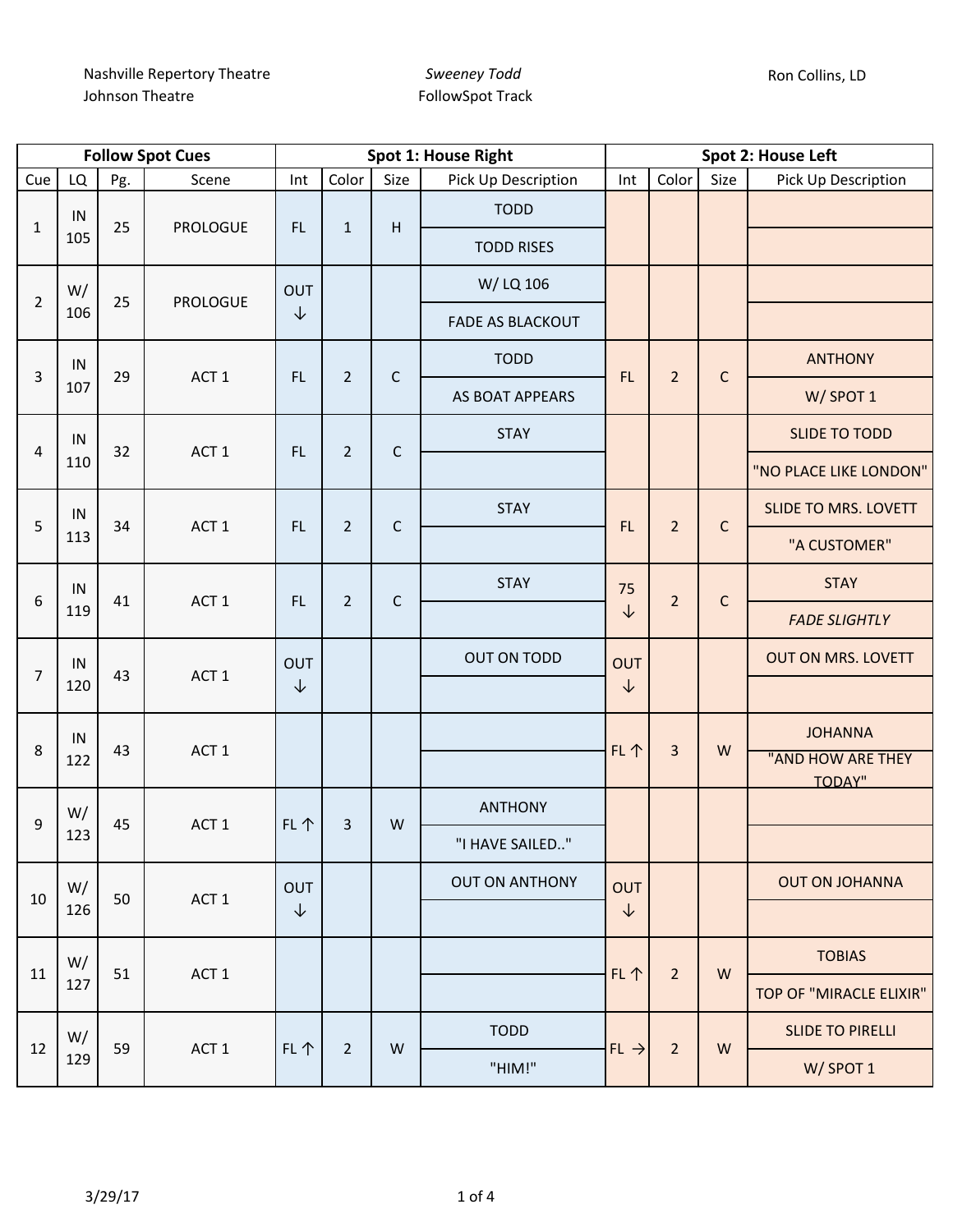Nashville Repertory Theatre
Johnson Theatre

*Sweeney Todd*
FollowSpot Track

Ron Collins, LD

| Follow Spot Cues | | | | Spot 1: House Right | | | | Spot 2: House Left | | | |
|---|---|---|---|---|---|---|---|---|---|---|---|
| Cue | LQ | Pg. | Scene | Int | Color | Size | Pick Up Description | Int | Color | Size | Pick Up Description |
| 1 | IN 105 | 25 | PROLOGUE | FL | 1 | H | TODD<br>TODD RISES | | | | |
| 2 | W/ 106 | 25 | PROLOGUE | OUT ↓ | | | W/ LQ 106<br>FADE AS BLACKOUT | | | | |
| 3 | IN 107 | 29 | ACT 1 | FL | 2 | C | TODD<br>AS BOAT APPEARS | FL | 2 | C | ANTHONY<br>W/ SPOT 1 |
| 4 | IN 110 | 32 | ACT 1 | FL | 2 | C | STAY | | | | SLIDE TO TODD<br>"NO PLACE LIKE LONDON" |
| 5 | IN 113 | 34 | ACT 1 | FL | 2 | C | STAY | FL | 2 | C | SLIDE TO MRS. LOVETT<br>"A CUSTOMER" |
| 6 | IN 119 | 41 | ACT 1 | FL | 2 | C | STAY | 75 ↓ | 2 | C | STAY<br>*FADE SLIGHTLY* |
| 7 | IN 120 | 43 | ACT 1 | OUT ↓ | | | OUT ON TODD | OUT ↓ | | | OUT ON MRS. LOVETT |
| 8 | IN 122 | 43 | ACT 1 | | | | | FL ↑ | 3 | W | JOHANNA<br>"AND HOW ARE THEY TODAY" |
| 9 | W/ 123 | 45 | ACT 1 | FL ↑ | 3 | W | ANTHONY<br>"I HAVE SAILED.." | | | | |
| 10 | W/ 126 | 50 | ACT 1 | OUT ↓ | | | OUT ON ANTHONY | OUT ↓ | | | OUT ON JOHANNA |
| 11 | W/ 127 | 51 | ACT 1 | | | | | FL ↑ | 2 | W | TOBIAS<br>TOP OF "MIRACLE ELIXIR" |
| 12 | W/ 129 | 59 | ACT 1 | FL ↑ | 2 | W | TODD<br>"HIM!" | FL → | 2 | W | SLIDE TO PIRELLI<br>W/ SPOT 1 |

3/29/17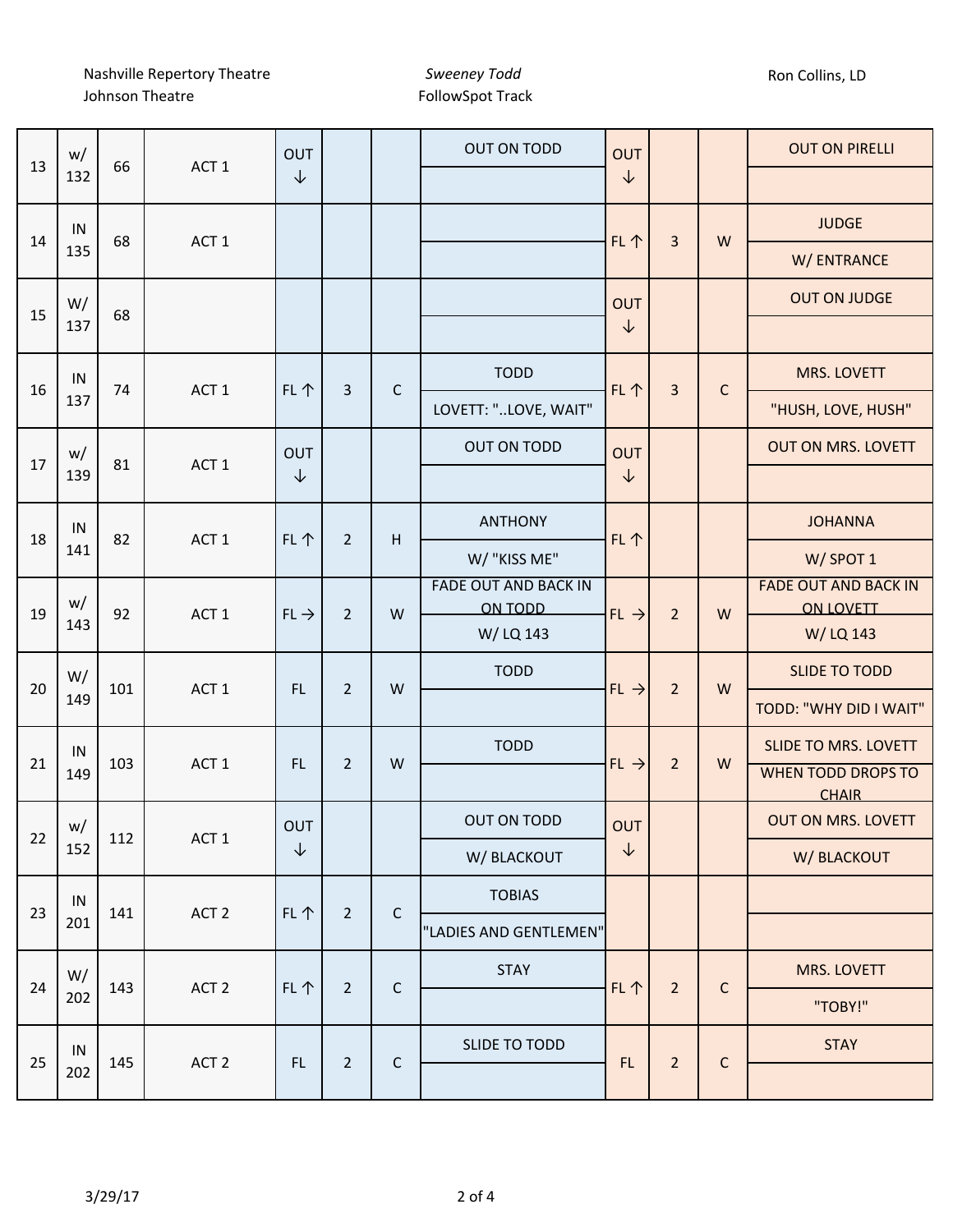Nashville Repertory Theatre
Johnson Theatre

*Sweeney Todd*
FollowSpot Track

Ron Collins, LD

| | | | | | | | | | | | |
|---|---|---|---|---|---|---|---|---|---|---|---|
| 13 | w/ 132 | 66 | ACT 1 | OUT ↓ | | | OUT ON TODD | OUT ↓ | | | OUT ON PIRELLI |
| 14 | IN 135 | 68 | ACT 1 | | | | | FL ↑ | 3 | W | JUDGE<br>W/ ENTRANCE |
| 15 | W/ 137 | 68 | | | | | | OUT ↓ | | | OUT ON JUDGE |
| 16 | IN 137 | 74 | ACT 1 | FL ↑ | 3 | C | TODD<br>LOVETT: "..LOVE, WAIT" | FL ↑ | 3 | C | MRS. LOVETT<br>"HUSH, LOVE, HUSH" |
| 17 | w/ 139 | 81 | ACT 1 | OUT ↓ | | | OUT ON TODD | OUT ↓ | | | OUT ON MRS. LOVETT |
| 18 | IN 141 | 82 | ACT 1 | FL ↑ | 2 | H | ANTHONY<br>W/ "KISS ME" | FL ↑ | | | JOHANNA<br>W/ SPOT 1 |
| 19 | w/ 143 | 92 | ACT 1 | FL → | 2 | W | FADE OUT AND BACK IN ON TODD<br>W/ LQ 143 | FL → | 2 | W | FADE OUT AND BACK IN ON LOVETT<br>W/ LQ 143 |
| 20 | W/ 149 | 101 | ACT 1 | FL | 2 | W | TODD | FL → | 2 | W | SLIDE TO TODD<br>TODD: "WHY DID I WAIT" |
| 21 | IN 149 | 103 | ACT 1 | FL | 2 | W | TODD | FL → | 2 | W | SLIDE TO MRS. LOVETT<br>WHEN TODD DROPS TO CHAIR |
| 22 | w/ 152 | 112 | ACT 1 | OUT ↓ | | | OUT ON TODD<br>W/ BLACKOUT | OUT ↓ | | | OUT ON MRS. LOVETT<br>W/ BLACKOUT |
| 23 | IN 201 | 141 | ACT 2 | FL ↑ | 2 | C | TOBIAS<br>"LADIES AND GENTLEMEN" | | | | |
| 24 | W/ 202 | 143 | ACT 2 | FL ↑ | 2 | C | STAY | FL ↑ | 2 | C | MRS. LOVETT<br>"TOBY!" |
| 25 | IN 202 | 145 | ACT 2 | FL | 2 | C | SLIDE TO TODD | FL | 2 | C | STAY |

3/29/17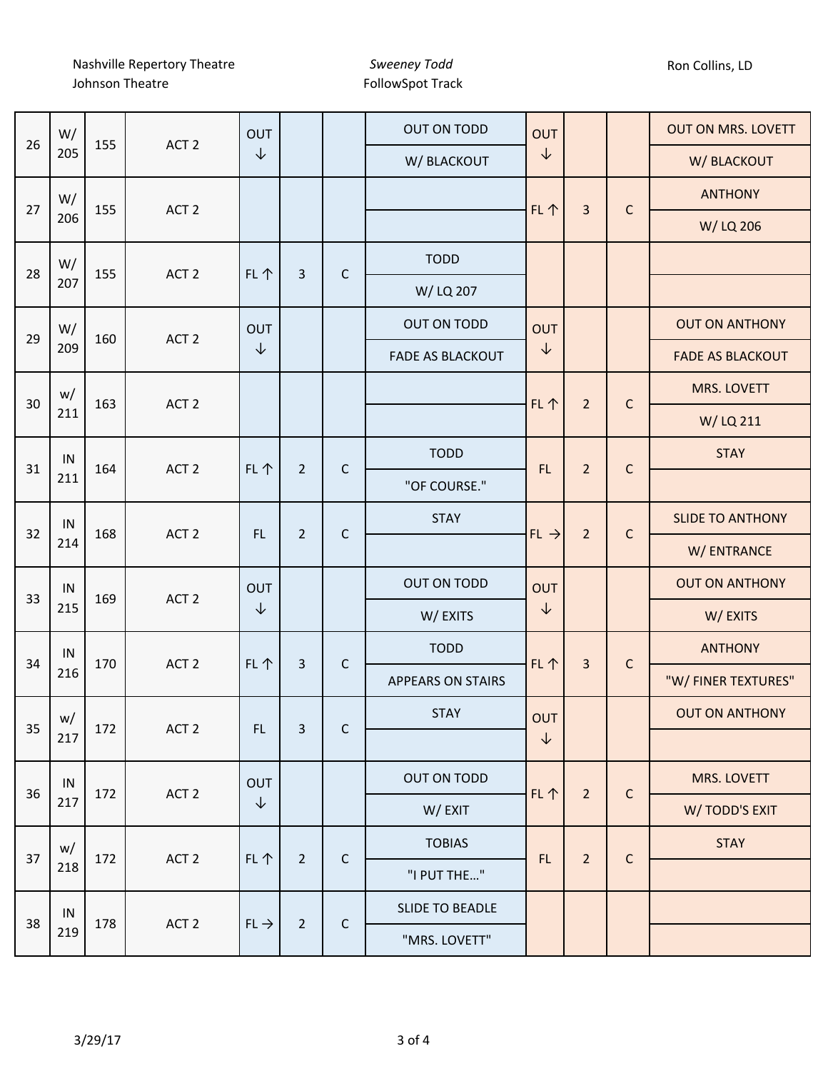Nashville Repertory Theatre
Johnson Theatre

*Sweeney Todd*
FollowSpot Track

Ron Collins, LD

| | | | | | | | | | | | |
|---|---|---|---|---|---|---|---|---|---|---|---|
| 26 | W/ 205 | 155 | ACT 2 | OUT ↓ | | | OUT ON TODD<br>W/ BLACKOUT | OUT ↓ | | | OUT ON MRS. LOVETT<br>W/ BLACKOUT |
| 27 | W/ 206 | 155 | ACT 2 | | | | | FL ↑ | 3 | C | ANTHONY<br>W/ LQ 206 |
| 28 | W/ 207 | 155 | ACT 2 | FL ↑ | 3 | C | TODD<br>W/ LQ 207 | | | | |
| 29 | W/ 209 | 160 | ACT 2 | OUT ↓ | | | OUT ON TODD<br>FADE AS BLACKOUT | OUT ↓ | | | OUT ON ANTHONY<br>FADE AS BLACKOUT |
| 30 | w/ 211 | 163 | ACT 2 | | | | | FL ↑ | 2 | C | MRS. LOVETT<br>W/ LQ 211 |
| 31 | IN 211 | 164 | ACT 2 | FL ↑ | 2 | C | TODD<br>"OF COURSE." | FL | 2 | C | STAY |
| 32 | IN 214 | 168 | ACT 2 | FL | 2 | C | STAY | FL → | 2 | C | SLIDE TO ANTHONY<br>W/ ENTRANCE |
| 33 | IN 215 | 169 | ACT 2 | OUT ↓ | | | OUT ON TODD<br>W/ EXITS | OUT ↓ | | | OUT ON ANTHONY<br>W/ EXITS |
| 34 | IN 216 | 170 | ACT 2 | FL ↑ | 3 | C | TODD<br>APPEARS ON STAIRS | FL ↑ | 3 | C | ANTHONY<br>"W/ FINER TEXTURES" |
| 35 | w/ 217 | 172 | ACT 2 | FL | 3 | C | STAY | OUT ↓ | | | OUT ON ANTHONY |
| 36 | IN 217 | 172 | ACT 2 | OUT ↓ | | | OUT ON TODD<br>W/ EXIT | FL ↑ | 2 | C | MRS. LOVETT<br>W/ TODD'S EXIT |
| 37 | w/ 218 | 172 | ACT 2 | FL ↑ | 2 | C | TOBIAS<br>"I PUT THE…" | FL | 2 | C | STAY |
| 38 | IN 219 | 178 | ACT 2 | FL → | 2 | C | SLIDE TO BEADLE<br>"MRS. LOVETT" | | | | |

3/29/17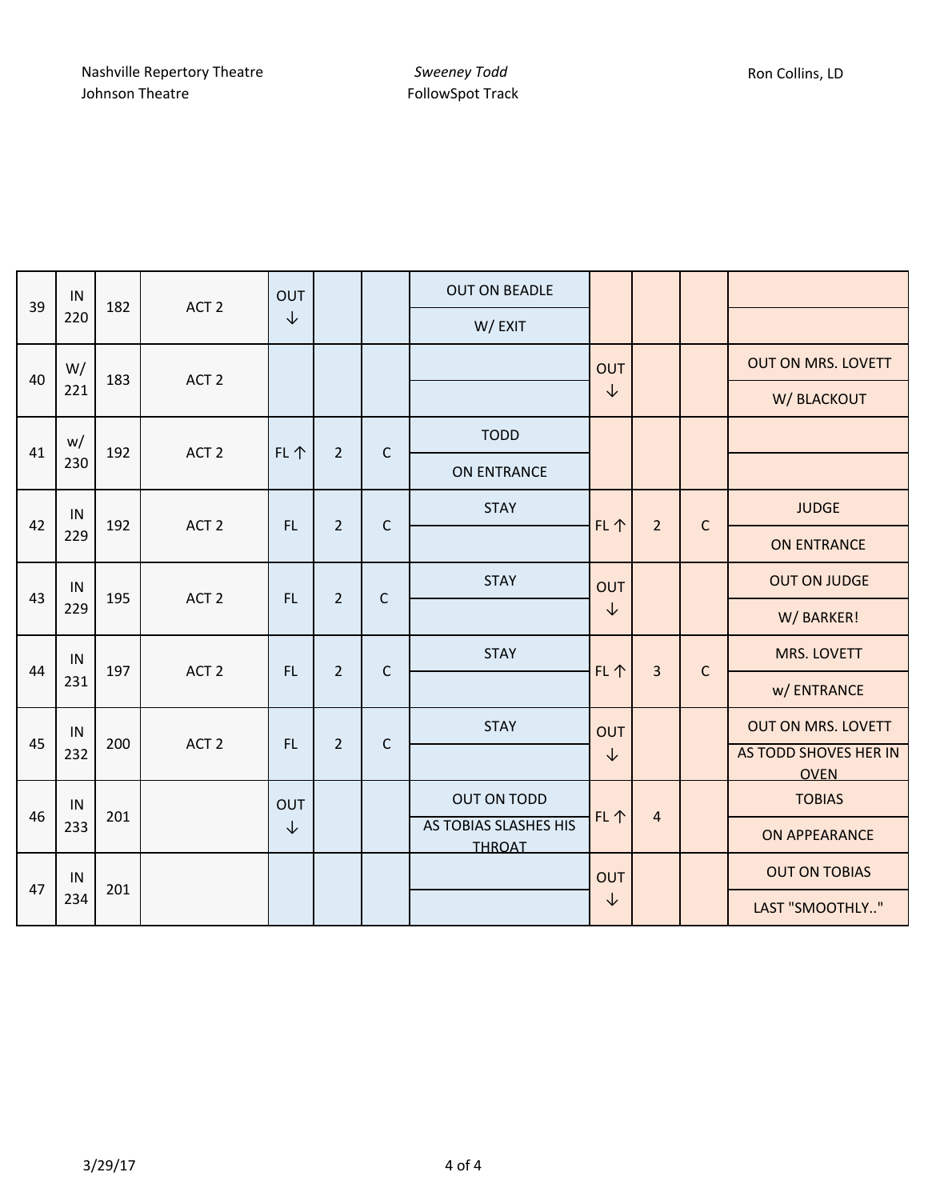Nashville Repertory Theatre
Johnson Theatre

*Sweeney Todd*
FollowSpot Track

Ron Collins, LD

| | | | | | | | | | | | |
|---|---|---|---|---|---|---|---|---|---|---|---|
| 39 | IN 220 | 182 | ACT 2 | OUT ↓ | | | OUT ON BEADLE<br>W/ EXIT | | | | |
| 40 | W/ 221 | 183 | ACT 2 | | | | | OUT ↓ | | | OUT ON MRS. LOVETT<br>W/ BLACKOUT |
| 41 | w/ 230 | 192 | ACT 2 | FL ↑ | 2 | C | TODD<br>ON ENTRANCE | | | | |
| 42 | IN 229 | 192 | ACT 2 | FL | 2 | C | STAY | FL ↑ | 2 | C | JUDGE<br>ON ENTRANCE |
| 43 | IN 229 | 195 | ACT 2 | FL | 2 | C | STAY | OUT ↓ | | | OUT ON JUDGE<br>W/ BARKER! |
| 44 | IN 231 | 197 | ACT 2 | FL | 2 | C | STAY | FL ↑ | 3 | C | MRS. LOVETT<br>w/ ENTRANCE |
| 45 | IN 232 | 200 | ACT 2 | FL | 2 | C | STAY | OUT ↓ | | | OUT ON MRS. LOVETT<br>AS TODD SHOVES HER IN OVEN |
| 46 | IN 233 | 201 | | OUT ↓ | | | OUT ON TODD<br>AS TOBIAS SLASHES HIS THROAT | FL ↑ | 4 | | TOBIAS<br>ON APPEARANCE |
| 47 | IN 234 | 201 | | | | | | OUT ↓ | | | OUT ON TOBIAS<br>LAST "SMOOTHLY.." |

3/29/17